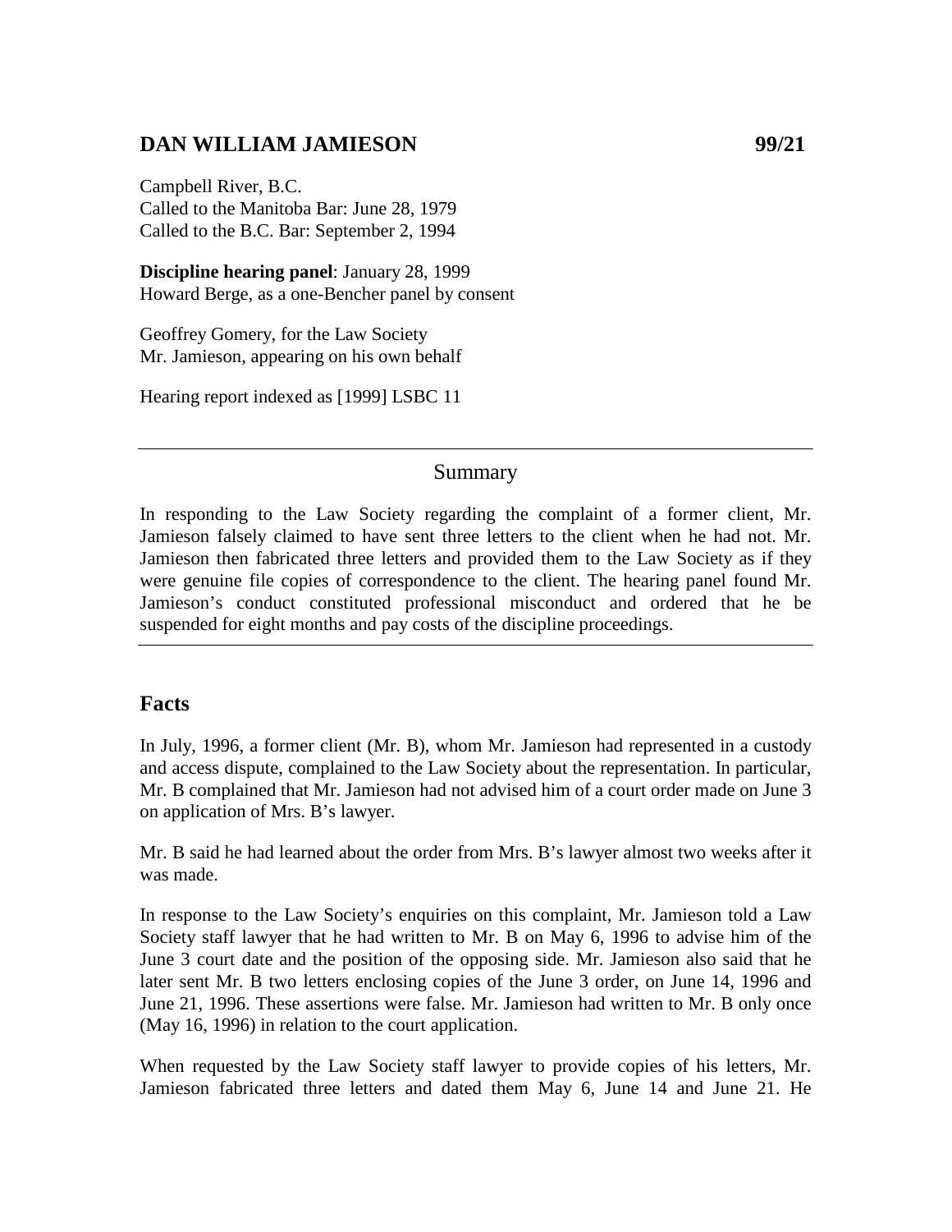## DAN WILLIAM JAMIESON 99/21

Campbell River, B.C.
Called to the Manitoba Bar: June 28, 1979
Called to the B.C. Bar: September 2, 1994

**Discipline hearing panel**: January 28, 1999
Howard Berge, as a one-Bencher panel by consent

Geoffrey Gomery, for the Law Society
Mr. Jamieson, appearing on his own behalf

Hearing report indexed as [1999] LSBC 11

---

### Summary

In responding to the Law Society regarding the complaint of a former client, Mr. Jamieson falsely claimed to have sent three letters to the client when he had not. Mr. Jamieson then fabricated three letters and provided them to the Law Society as if they were genuine file copies of correspondence to the client. The hearing panel found Mr. Jamieson's conduct constituted professional misconduct and ordered that he be suspended for eight months and pay costs of the discipline proceedings.

---

## Facts

In July, 1996, a former client (Mr. B), whom Mr. Jamieson had represented in a custody and access dispute, complained to the Law Society about the representation. In particular, Mr. B complained that Mr. Jamieson had not advised him of a court order made on June 3 on application of Mrs. B's lawyer.

Mr. B said he had learned about the order from Mrs. B's lawyer almost two weeks after it was made.

In response to the Law Society's enquiries on this complaint, Mr. Jamieson told a Law Society staff lawyer that he had written to Mr. B on May 6, 1996 to advise him of the June 3 court date and the position of the opposing side. Mr. Jamieson also said that he later sent Mr. B two letters enclosing copies of the June 3 order, on June 14, 1996 and June 21, 1996. These assertions were false. Mr. Jamieson had written to Mr. B only once (May 16, 1996) in relation to the court application.

When requested by the Law Society staff lawyer to provide copies of his letters, Mr. Jamieson fabricated three letters and dated them May 6, June 14 and June 21. He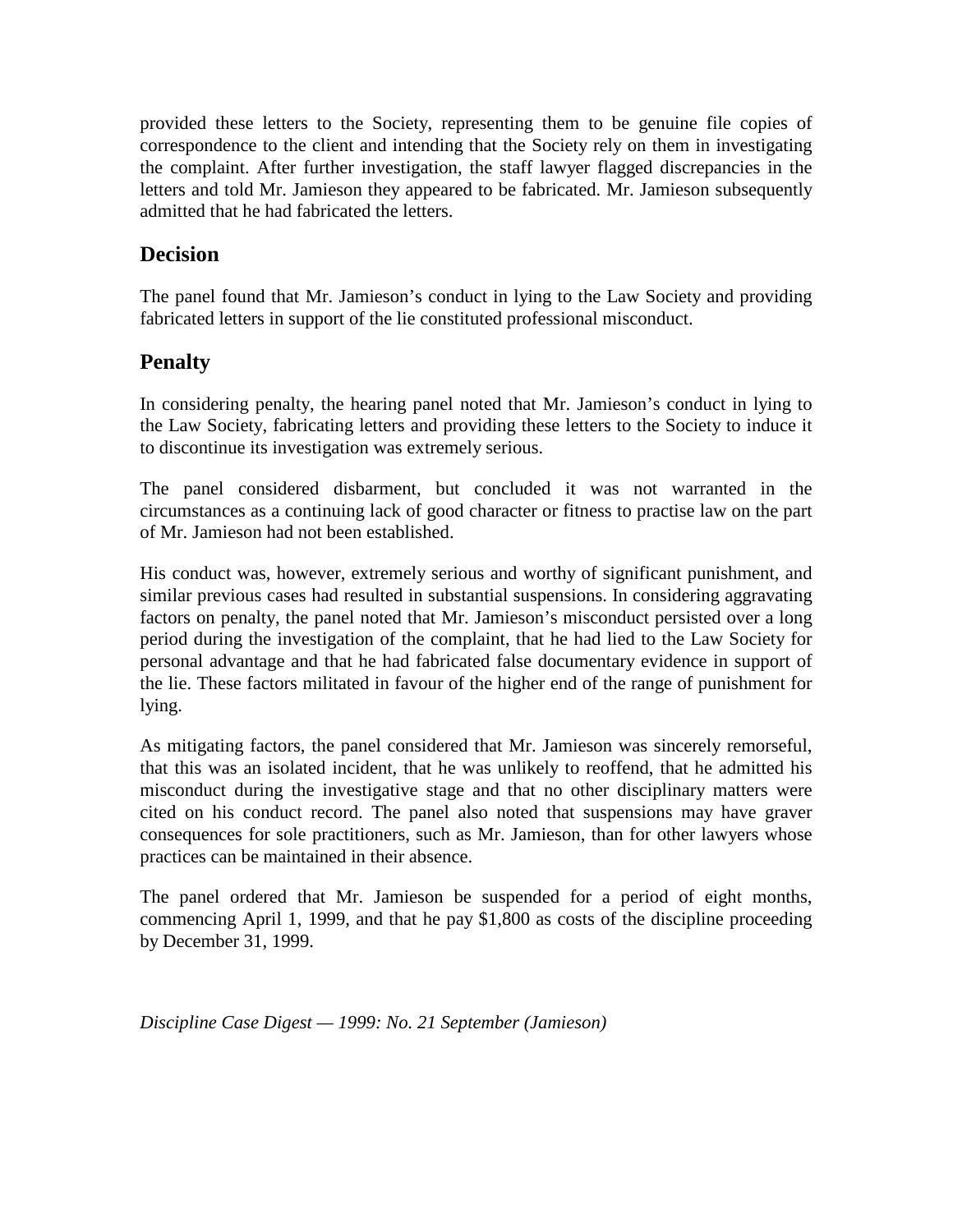provided these letters to the Society, representing them to be genuine file copies of correspondence to the client and intending that the Society rely on them in investigating the complaint. After further investigation, the staff lawyer flagged discrepancies in the letters and told Mr. Jamieson they appeared to be fabricated. Mr. Jamieson subsequently admitted that he had fabricated the letters.

## Decision

The panel found that Mr. Jamieson's conduct in lying to the Law Society and providing fabricated letters in support of the lie constituted professional misconduct.

## Penalty

In considering penalty, the hearing panel noted that Mr. Jamieson's conduct in lying to the Law Society, fabricating letters and providing these letters to the Society to induce it to discontinue its investigation was extremely serious.

The panel considered disbarment, but concluded it was not warranted in the circumstances as a continuing lack of good character or fitness to practise law on the part of Mr. Jamieson had not been established.

His conduct was, however, extremely serious and worthy of significant punishment, and similar previous cases had resulted in substantial suspensions. In considering aggravating factors on penalty, the panel noted that Mr. Jamieson's misconduct persisted over a long period during the investigation of the complaint, that he had lied to the Law Society for personal advantage and that he had fabricated false documentary evidence in support of the lie. These factors militated in favour of the higher end of the range of punishment for lying.

As mitigating factors, the panel considered that Mr. Jamieson was sincerely remorseful, that this was an isolated incident, that he was unlikely to reoffend, that he admitted his misconduct during the investigative stage and that no other disciplinary matters were cited on his conduct record. The panel also noted that suspensions may have graver consequences for sole practitioners, such as Mr. Jamieson, than for other lawyers whose practices can be maintained in their absence.

The panel ordered that Mr. Jamieson be suspended for a period of eight months, commencing April 1, 1999, and that he pay $1,800 as costs of the discipline proceeding by December 31, 1999.

*Discipline Case Digest — 1999: No. 21 September (Jamieson)*